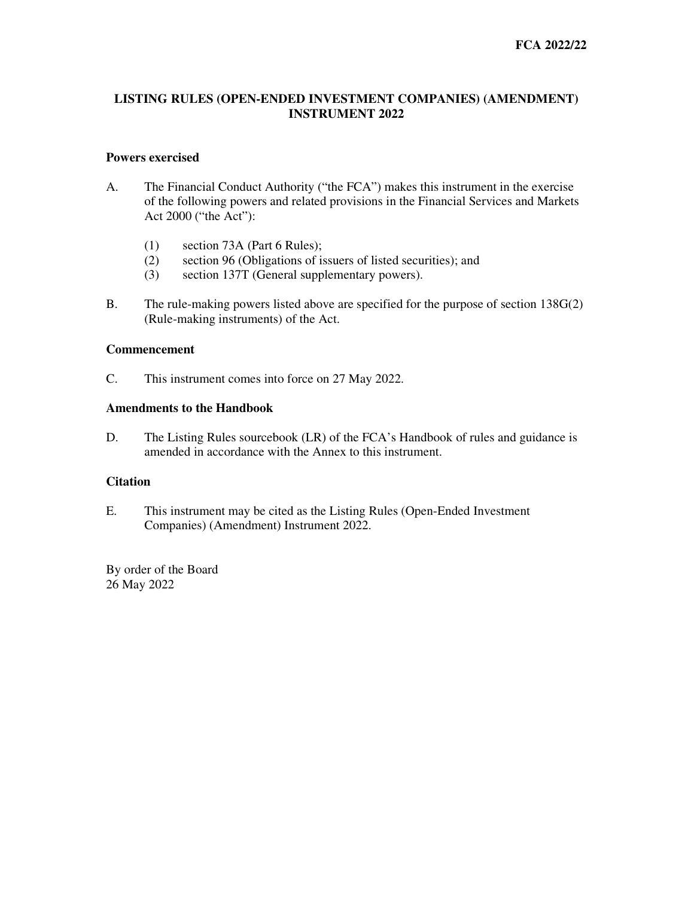FCA 2022/22

# LISTING RULES (OPEN-ENDED INVESTMENT COMPANIES) (AMENDMENT) INSTRUMENT 2022

**Powers exercised**

A. The Financial Conduct Authority ("the FCA") makes this instrument in the exercise of the following powers and related provisions in the Financial Services and Markets Act 2000 ("the Act"):

   (1) section 73A (Part 6 Rules);
   (2) section 96 (Obligations of issuers of listed securities); and
   (3) section 137T (General supplementary powers).

B. The rule-making powers listed above are specified for the purpose of section 138G(2) (Rule-making instruments) of the Act.

**Commencement**

C. This instrument comes into force on 27 May 2022.

**Amendments to the Handbook**

D. The Listing Rules sourcebook (LR) of the FCA's Handbook of rules and guidance is amended in accordance with the Annex to this instrument.

**Citation**

E. This instrument may be cited as the Listing Rules (Open-Ended Investment Companies) (Amendment) Instrument 2022.

By order of the Board
26 May 2022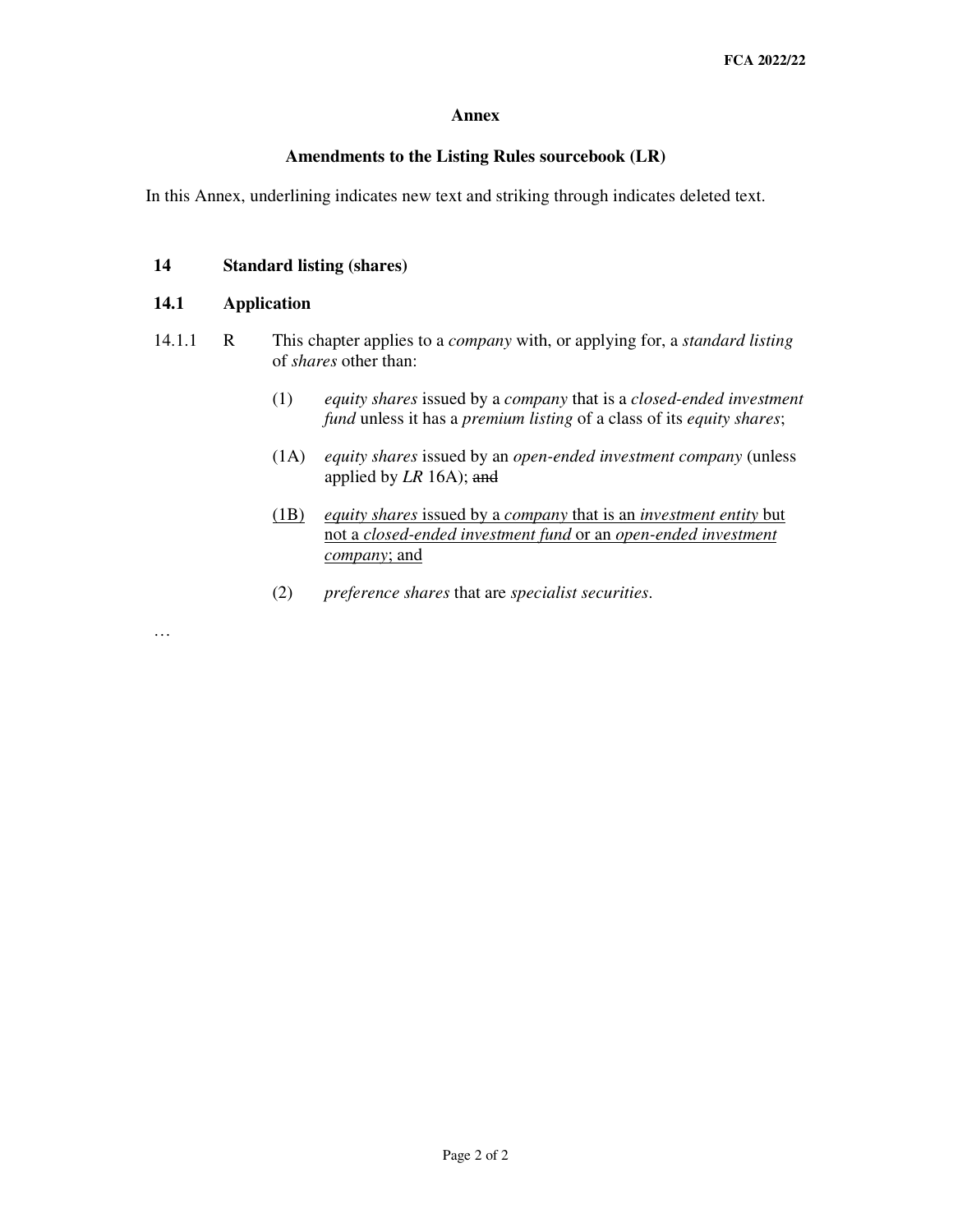# Annex

## Amendments to the Listing Rules sourcebook (LR)

In this Annex, underlining indicates new text and striking through indicates deleted text.

**14 Standard listing (shares)**

**14.1 Application**

14.1.1 R This chapter applies to a *company* with, or applying for, a *standard listing* of *shares* other than:

(1) *equity shares* issued by a *company* that is a *closed-ended investment fund* unless it has a *premium listing* of a class of its *equity shares*;

(1A) *equity shares* issued by an *open-ended investment company* (unless applied by *LR* 16A); ~~and~~

<u>(1B) *equity shares* issued by a *company* that is an *investment entity* but not a *closed-ended investment fund* or an *open-ended investment company*; and</u>

(2) *preference shares* that are *specialist securities*.

…